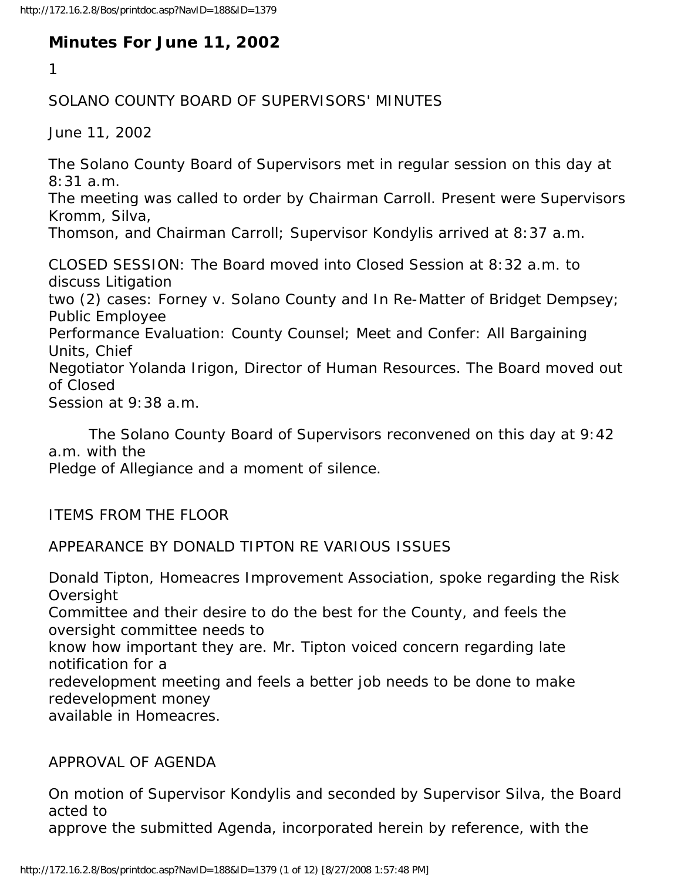# Minutes For June 11, 2002

1

SOLANO COUNTY BOARD OF SUPERVISORS' MINUTES

June 11, 2002

The Solano County Board of Supervisors met in regular session on this day at 8:31 a.m. The meeting was called to order by Chairman Carroll. Present were Supervisors Kromm, Silva, Thomson, and Chairman Carroll; Supervisor Kondylis arrived at 8:37 a.m.

CLOSED SESSION: The Board moved into Closed Session at 8:32 a.m. to discuss Litigation two (2) cases: Forney v. Solano County and In Re-Matter of Bridget Dempsey; Public Employee Performance Evaluation: County Counsel; Meet and Confer: All Bargaining Units, Chief Negotiator Yolanda Irigon, Director of Human Resources. The Board moved out of Closed Session at 9:38 a.m.

The Solano County Board of Supervisors reconvened on this day at 9:42 a.m. with the Pledge of Allegiance and a moment of silence.

ITEMS FROM THE FLOOR

APPEARANCE BY DONALD TIPTON RE VARIOUS ISSUES

Donald Tipton, Homeacres Improvement Association, spoke regarding the Risk Oversight Committee and their desire to do the best for the County, and feels the oversight committee needs to know how important they are. Mr. Tipton voiced concern regarding late notification for a redevelopment meeting and feels a better job needs to be done to make redevelopment money available in Homeacres.

APPROVAL OF AGENDA

On motion of Supervisor Kondylis and seconded by Supervisor Silva, the Board acted to approve the submitted Agenda, incorporated herein by reference, with the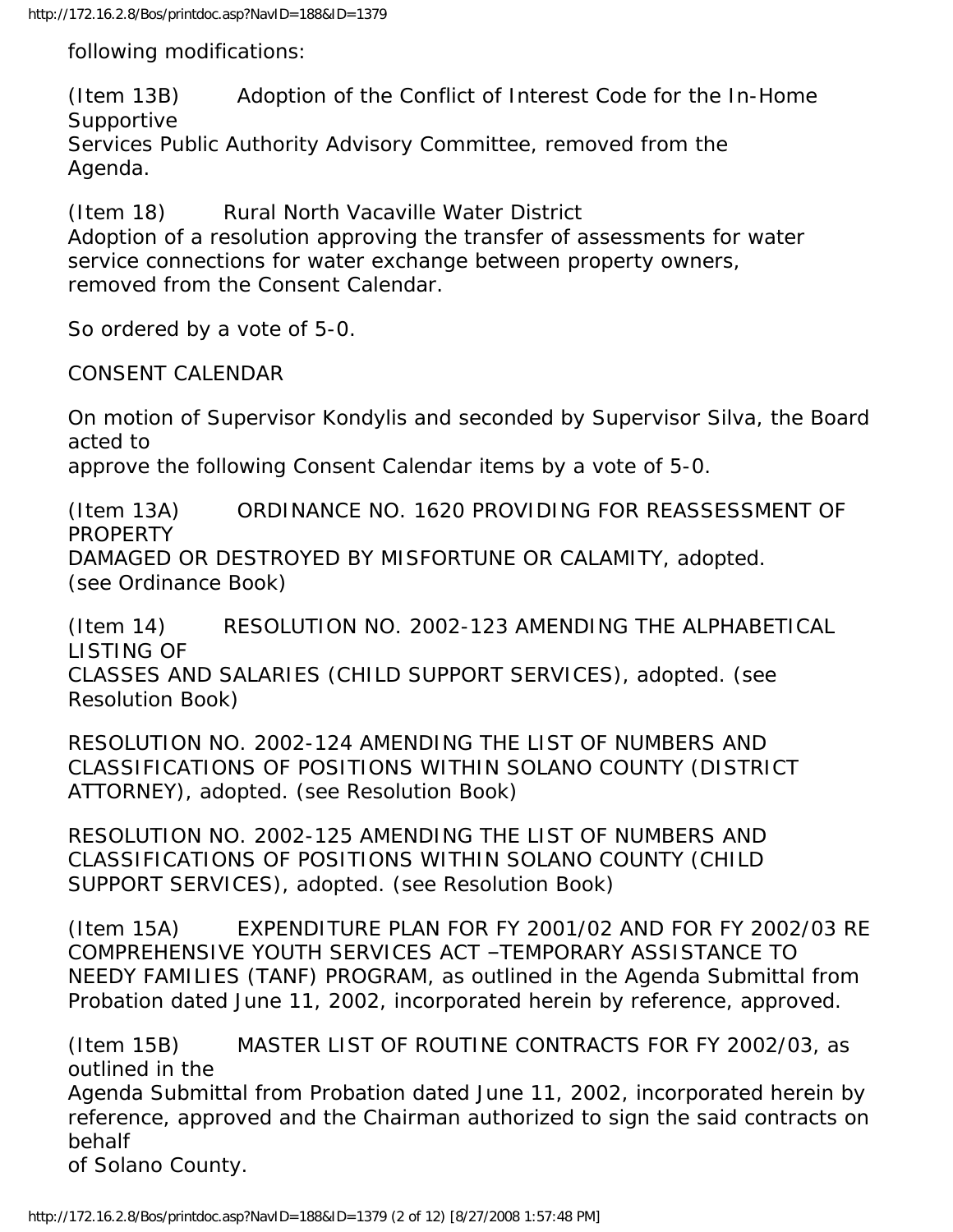following modifications:

(Item 13B) Adoption of the Conflict of Interest Code for the In-Home Supportive Services Public Authority Advisory Committee, removed from the Agenda.

(Item 18) Rural North Vacaville Water District
Adoption of a resolution approving the transfer of assessments for water service connections for water exchange between property owners, removed from the Consent Calendar.

So ordered by a vote of 5-0.

CONSENT CALENDAR

On motion of Supervisor Kondylis and seconded by Supervisor Silva, the Board acted to approve the following Consent Calendar items by a vote of 5-0.

(Item 13A) ORDINANCE NO. 1620 PROVIDING FOR REASSESSMENT OF PROPERTY DAMAGED OR DESTROYED BY MISFORTUNE OR CALAMITY, adopted. (see Ordinance Book)

(Item 14) RESOLUTION NO. 2002-123 AMENDING THE ALPHABETICAL LISTING OF CLASSES AND SALARIES (CHILD SUPPORT SERVICES), adopted. (see Resolution Book)

RESOLUTION NO. 2002-124 AMENDING THE LIST OF NUMBERS AND CLASSIFICATIONS OF POSITIONS WITHIN SOLANO COUNTY (DISTRICT ATTORNEY), adopted. (see Resolution Book)

RESOLUTION NO. 2002-125 AMENDING THE LIST OF NUMBERS AND CLASSIFICATIONS OF POSITIONS WITHIN SOLANO COUNTY (CHILD SUPPORT SERVICES), adopted. (see Resolution Book)

(Item 15A) EXPENDITURE PLAN FOR FY 2001/02 AND FOR FY 2002/03 RE COMPREHENSIVE YOUTH SERVICES ACT –TEMPORARY ASSISTANCE TO NEEDY FAMILIES (TANF) PROGRAM, as outlined in the Agenda Submittal from Probation dated June 11, 2002, incorporated herein by reference, approved.

(Item 15B) MASTER LIST OF ROUTINE CONTRACTS FOR FY 2002/03, as outlined in the Agenda Submittal from Probation dated June 11, 2002, incorporated herein by reference, approved and the Chairman authorized to sign the said contracts on behalf of Solano County.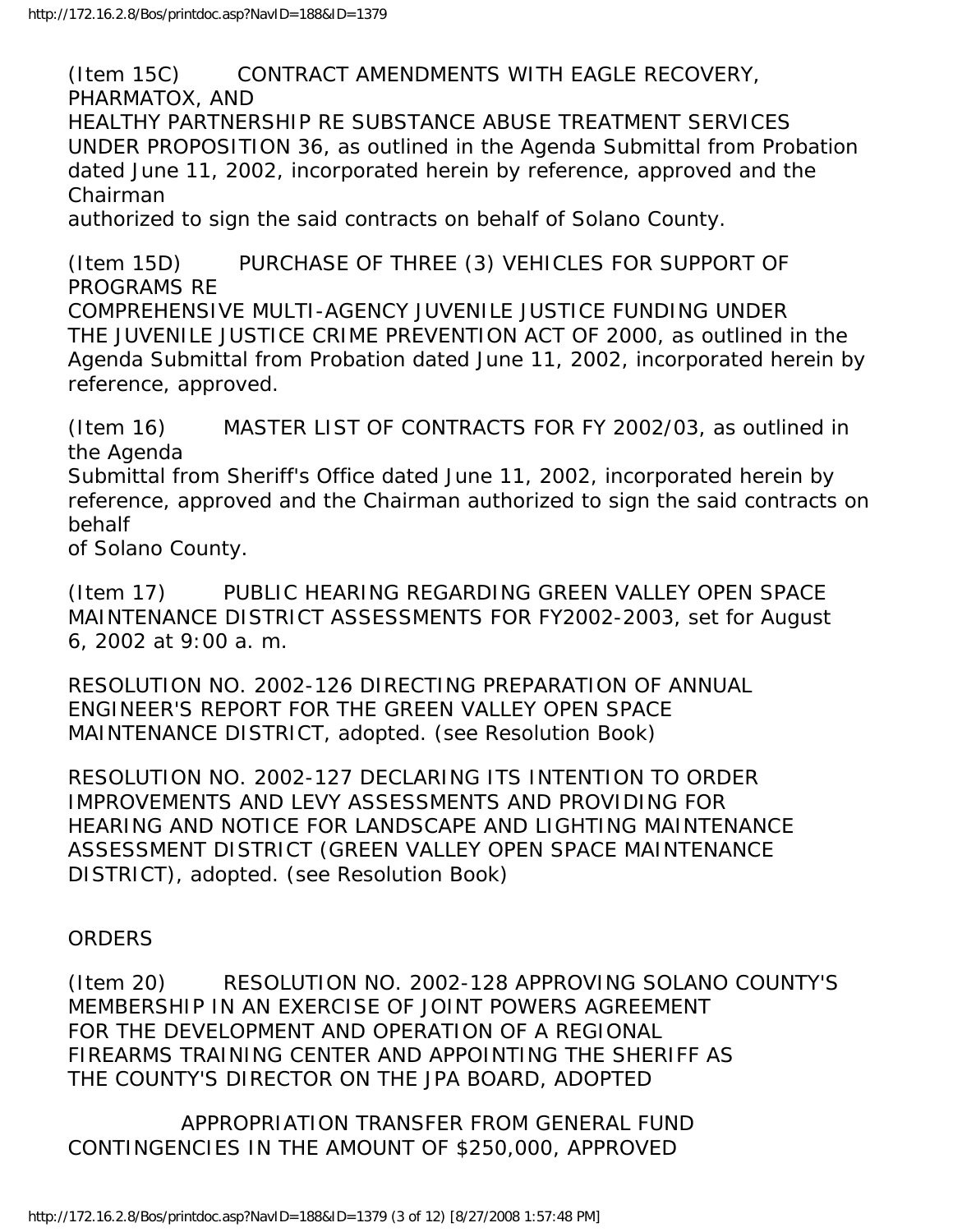(Item 15C) CONTRACT AMENDMENTS WITH EAGLE RECOVERY, PHARMATOX, AND HEALTHY PARTNERSHIP RE SUBSTANCE ABUSE TREATMENT SERVICES UNDER PROPOSITION 36, as outlined in the Agenda Submittal from Probation dated June 11, 2002, incorporated herein by reference, approved and the Chairman authorized to sign the said contracts on behalf of Solano County.

(Item 15D) PURCHASE OF THREE (3) VEHICLES FOR SUPPORT OF PROGRAMS RE COMPREHENSIVE MULTI-AGENCY JUVENILE JUSTICE FUNDING UNDER THE JUVENILE JUSTICE CRIME PREVENTION ACT OF 2000, as outlined in the Agenda Submittal from Probation dated June 11, 2002, incorporated herein by reference, approved.

(Item 16) MASTER LIST OF CONTRACTS FOR FY 2002/03, as outlined in the Agenda Submittal from Sheriff's Office dated June 11, 2002, incorporated herein by reference, approved and the Chairman authorized to sign the said contracts on behalf of Solano County.

(Item 17) PUBLIC HEARING REGARDING GREEN VALLEY OPEN SPACE MAINTENANCE DISTRICT ASSESSMENTS FOR FY2002-2003, set for August 6, 2002 at 9:00 a. m.

RESOLUTION NO. 2002-126 DIRECTING PREPARATION OF ANNUAL ENGINEER'S REPORT FOR THE GREEN VALLEY OPEN SPACE MAINTENANCE DISTRICT, adopted. (see Resolution Book)

RESOLUTION NO. 2002-127 DECLARING ITS INTENTION TO ORDER IMPROVEMENTS AND LEVY ASSESSMENTS AND PROVIDING FOR HEARING AND NOTICE FOR LANDSCAPE AND LIGHTING MAINTENANCE ASSESSMENT DISTRICT (GREEN VALLEY OPEN SPACE MAINTENANCE DISTRICT), adopted. (see Resolution Book)

ORDERS

(Item 20) RESOLUTION NO. 2002-128 APPROVING SOLANO COUNTY'S MEMBERSHIP IN AN EXERCISE OF JOINT POWERS AGREEMENT FOR THE DEVELOPMENT AND OPERATION OF A REGIONAL FIREARMS TRAINING CENTER AND APPOINTING THE SHERIFF AS THE COUNTY'S DIRECTOR ON THE JPA BOARD, ADOPTED

APPROPRIATION TRANSFER FROM GENERAL FUND CONTINGENCIES IN THE AMOUNT OF $250,000, APPROVED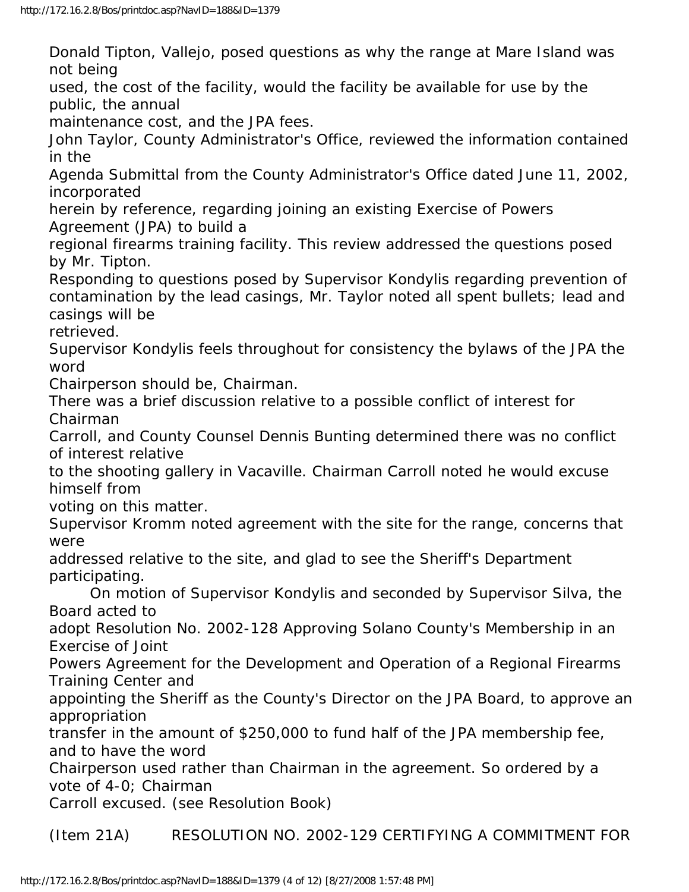Donald Tipton, Vallejo, posed questions as why the range at Mare Island was not being used, the cost of the facility, would the facility be available for use by the public, the annual maintenance cost, and the JPA fees.

John Taylor, County Administrator's Office, reviewed the information contained in the Agenda Submittal from the County Administrator's Office dated June 11, 2002, incorporated herein by reference, regarding joining an existing Exercise of Powers Agreement (JPA) to build a regional firearms training facility. This review addressed the questions posed by Mr. Tipton.

Responding to questions posed by Supervisor Kondylis regarding prevention of contamination by the lead casings, Mr. Taylor noted all spent bullets; lead and casings will be retrieved.

Supervisor Kondylis feels throughout for consistency the bylaws of the JPA the word Chairperson should be, Chairman.

There was a brief discussion relative to a possible conflict of interest for Chairman Carroll, and County Counsel Dennis Bunting determined there was no conflict of interest relative to the shooting gallery in Vacaville. Chairman Carroll noted he would excuse himself from voting on this matter.

Supervisor Kromm noted agreement with the site for the range, concerns that were addressed relative to the site, and glad to see the Sheriff's Department participating.

On motion of Supervisor Kondylis and seconded by Supervisor Silva, the Board acted to adopt Resolution No. 2002-128 Approving Solano County's Membership in an Exercise of Joint Powers Agreement for the Development and Operation of a Regional Firearms Training Center and appointing the Sheriff as the County's Director on the JPA Board, to approve an appropriation transfer in the amount of $250,000 to fund half of the JPA membership fee, and to have the word Chairperson used rather than Chairman in the agreement. So ordered by a vote of 4-0; Chairman Carroll excused. (see Resolution Book)

(Item 21A) RESOLUTION NO. 2002-129 CERTIFYING A COMMITMENT FOR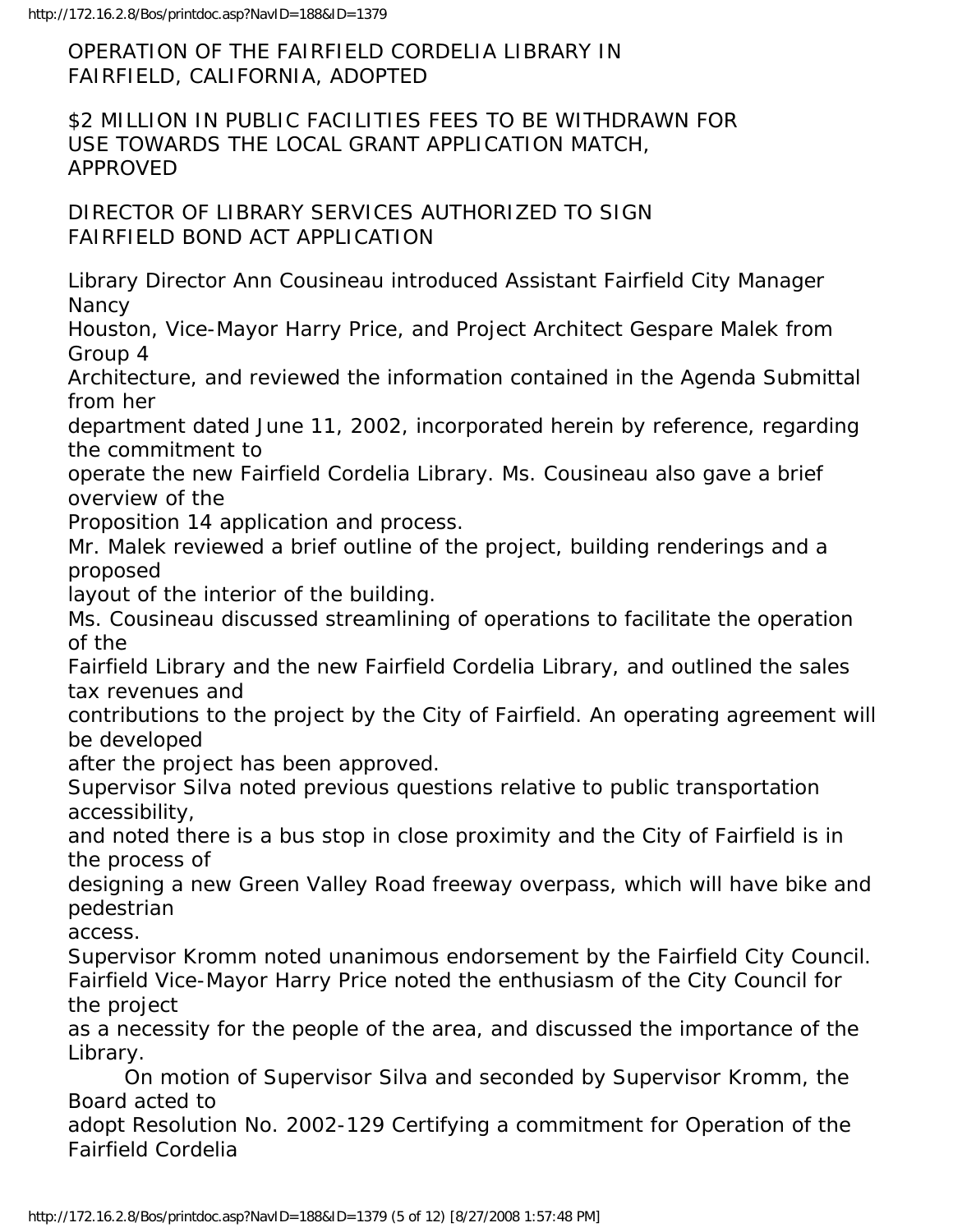OPERATION OF THE FAIRFIELD CORDELIA LIBRARY IN FAIRFIELD, CALIFORNIA, ADOPTED

$2 MILLION IN PUBLIC FACILITIES FEES TO BE WITHDRAWN FOR USE TOWARDS THE LOCAL GRANT APPLICATION MATCH, APPROVED

DIRECTOR OF LIBRARY SERVICES AUTHORIZED TO SIGN FAIRFIELD BOND ACT APPLICATION

Library Director Ann Cousineau introduced Assistant Fairfield City Manager Nancy Houston, Vice-Mayor Harry Price, and Project Architect Gespare Malek from Group 4 Architecture, and reviewed the information contained in the Agenda Submittal from her department dated June 11, 2002, incorporated herein by reference, regarding the commitment to operate the new Fairfield Cordelia Library. Ms. Cousineau also gave a brief overview of the Proposition 14 application and process.

Mr. Malek reviewed a brief outline of the project, building renderings and a proposed layout of the interior of the building.

Ms. Cousineau discussed streamlining of operations to facilitate the operation of the Fairfield Library and the new Fairfield Cordelia Library, and outlined the sales tax revenues and contributions to the project by the City of Fairfield. An operating agreement will be developed after the project has been approved.

Supervisor Silva noted previous questions relative to public transportation accessibility, and noted there is a bus stop in close proximity and the City of Fairfield is in the process of designing a new Green Valley Road freeway overpass, which will have bike and pedestrian access.

Supervisor Kromm noted unanimous endorsement by the Fairfield City Council.

Fairfield Vice-Mayor Harry Price noted the enthusiasm of the City Council for the project as a necessity for the people of the area, and discussed the importance of the Library.

On motion of Supervisor Silva and seconded by Supervisor Kromm, the Board acted to adopt Resolution No. 2002-129 Certifying a commitment for Operation of the Fairfield Cordelia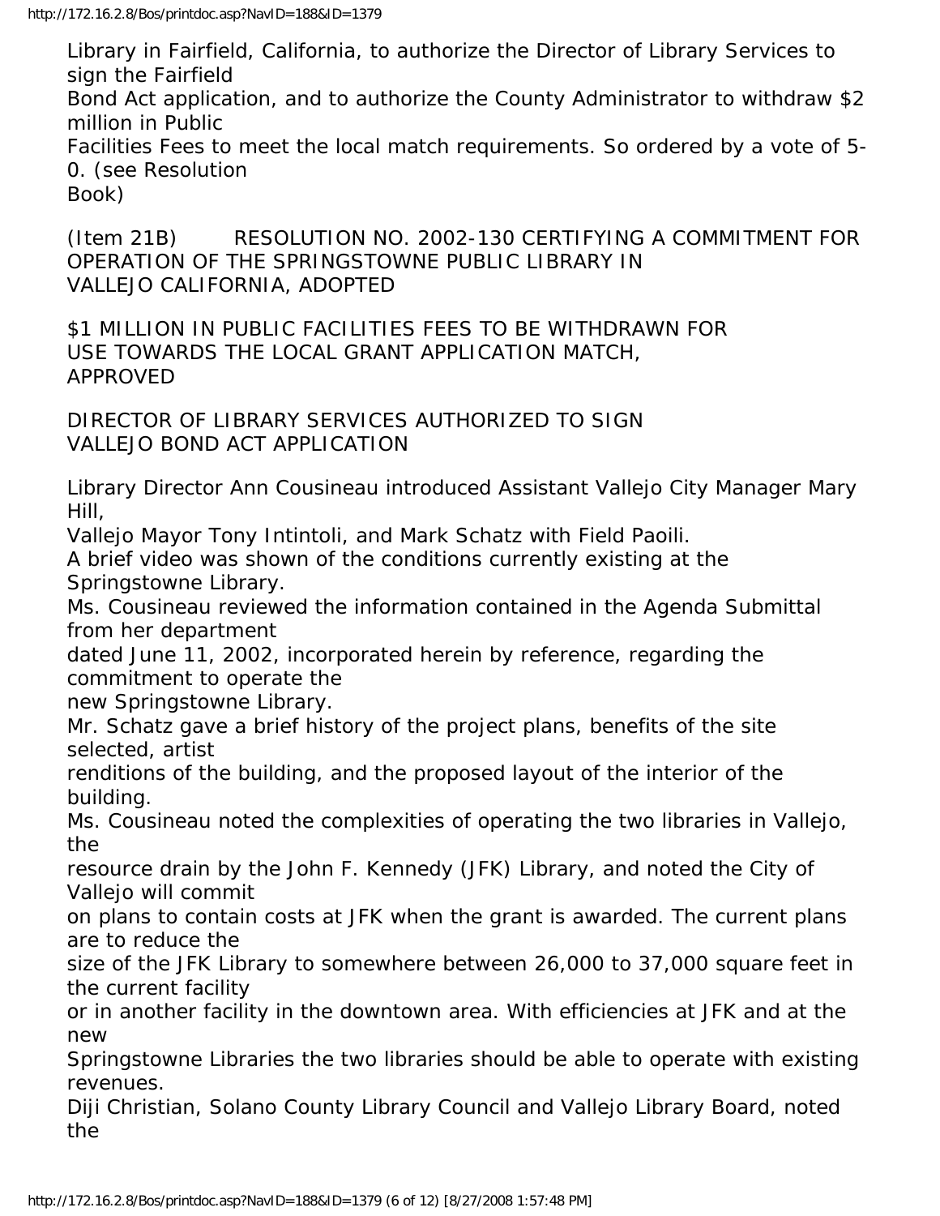Library in Fairfield, California, to authorize the Director of Library Services to sign the Fairfield Bond Act application, and to authorize the County Administrator to withdraw $2 million in Public Facilities Fees to meet the local match requirements. So ordered by a vote of 5-0. (see Resolution Book)

(Item 21B) RESOLUTION NO. 2002-130 CERTIFYING A COMMITMENT FOR OPERATION OF THE SPRINGSTOWNE PUBLIC LIBRARY IN VALLEJO CALIFORNIA, ADOPTED

$1 MILLION IN PUBLIC FACILITIES FEES TO BE WITHDRAWN FOR USE TOWARDS THE LOCAL GRANT APPLICATION MATCH, APPROVED

DIRECTOR OF LIBRARY SERVICES AUTHORIZED TO SIGN VALLEJO BOND ACT APPLICATION

Library Director Ann Cousineau introduced Assistant Vallejo City Manager Mary Hill, Vallejo Mayor Tony Intintoli, and Mark Schatz with Field Paoili.

A brief video was shown of the conditions currently existing at the Springstowne Library.

Ms. Cousineau reviewed the information contained in the Agenda Submittal from her department dated June 11, 2002, incorporated herein by reference, regarding the commitment to operate the new Springstowne Library.

Mr. Schatz gave a brief history of the project plans, benefits of the site selected, artist renditions of the building, and the proposed layout of the interior of the building.

Ms. Cousineau noted the complexities of operating the two libraries in Vallejo, the resource drain by the John F. Kennedy (JFK) Library, and noted the City of Vallejo will commit on plans to contain costs at JFK when the grant is awarded. The current plans are to reduce the size of the JFK Library to somewhere between 26,000 to 37,000 square feet in the current facility or in another facility in the downtown area. With efficiencies at JFK and at the new Springstowne Libraries the two libraries should be able to operate with existing revenues.

Diji Christian, Solano County Library Council and Vallejo Library Board, noted the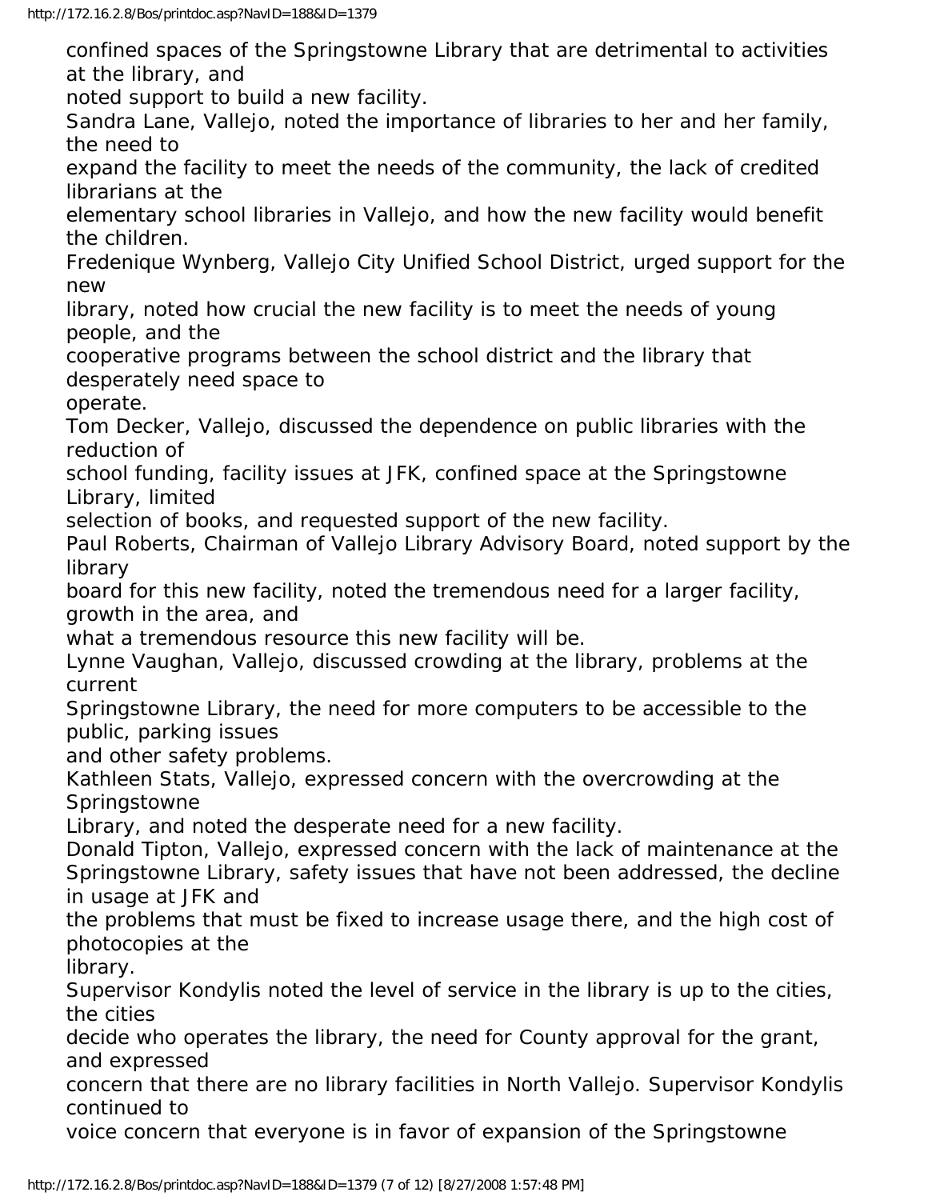confined spaces of the Springstowne Library that are detrimental to activities at the library, and noted support to build a new facility.

Sandra Lane, Vallejo, noted the importance of libraries to her and her family, the need to expand the facility to meet the needs of the community, the lack of credited librarians at the elementary school libraries in Vallejo, and how the new facility would benefit the children.

Fredenique Wynberg, Vallejo City Unified School District, urged support for the new library, noted how crucial the new facility is to meet the needs of young people, and the cooperative programs between the school district and the library that desperately need space to operate.

Tom Decker, Vallejo, discussed the dependence on public libraries with the reduction of school funding, facility issues at JFK, confined space at the Springstowne Library, limited selection of books, and requested support of the new facility.

Paul Roberts, Chairman of Vallejo Library Advisory Board, noted support by the library board for this new facility, noted the tremendous need for a larger facility, growth in the area, and what a tremendous resource this new facility will be.

Lynne Vaughan, Vallejo, discussed crowding at the library, problems at the current Springstowne Library, the need for more computers to be accessible to the public, parking issues and other safety problems.

Kathleen Stats, Vallejo, expressed concern with the overcrowding at the Springstowne Library, and noted the desperate need for a new facility.

Donald Tipton, Vallejo, expressed concern with the lack of maintenance at the Springstowne Library, safety issues that have not been addressed, the decline in usage at JFK and the problems that must be fixed to increase usage there, and the high cost of photocopies at the library.

Supervisor Kondylis noted the level of service in the library is up to the cities, the cities decide who operates the library, the need for County approval for the grant, and expressed concern that there are no library facilities in North Vallejo. Supervisor Kondylis continued to voice concern that everyone is in favor of expansion of the Springstowne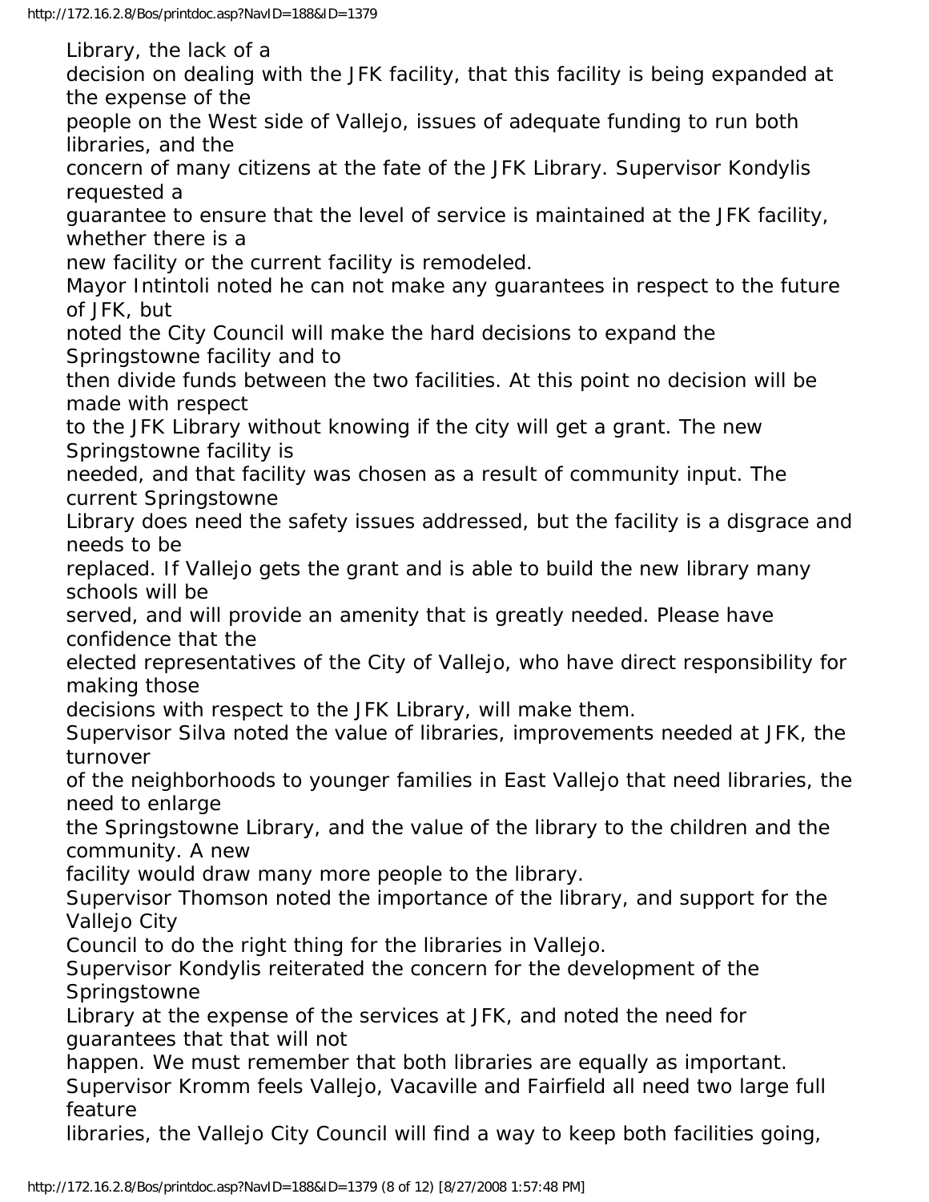Library, the lack of a decision on dealing with the JFK facility, that this facility is being expanded at the expense of the people on the West side of Vallejo, issues of adequate funding to run both libraries, and the concern of many citizens at the fate of the JFK Library. Supervisor Kondylis requested a guarantee to ensure that the level of service is maintained at the JFK facility, whether there is a new facility or the current facility is remodeled.

Mayor Intintoli noted he can not make any guarantees in respect to the future of JFK, but noted the City Council will make the hard decisions to expand the Springstowne facility and to then divide funds between the two facilities. At this point no decision will be made with respect to the JFK Library without knowing if the city will get a grant. The new Springstowne facility is needed, and that facility was chosen as a result of community input. The current Springstowne Library does need the safety issues addressed, but the facility is a disgrace and needs to be replaced. If Vallejo gets the grant and is able to build the new library many schools will be served, and will provide an amenity that is greatly needed. Please have confidence that the elected representatives of the City of Vallejo, who have direct responsibility for making those decisions with respect to the JFK Library, will make them.

Supervisor Silva noted the value of libraries, improvements needed at JFK, the turnover of the neighborhoods to younger families in East Vallejo that need libraries, the need to enlarge the Springstowne Library, and the value of the library to the children and the community. A new facility would draw many more people to the library.

Supervisor Thomson noted the importance of the library, and support for the Vallejo City Council to do the right thing for the libraries in Vallejo.

Supervisor Kondylis reiterated the concern for the development of the Springstowne Library at the expense of the services at JFK, and noted the need for guarantees that that will not happen. We must remember that both libraries are equally as important.

Supervisor Kromm feels Vallejo, Vacaville and Fairfield all need two large full feature libraries, the Vallejo City Council will find a way to keep both facilities going,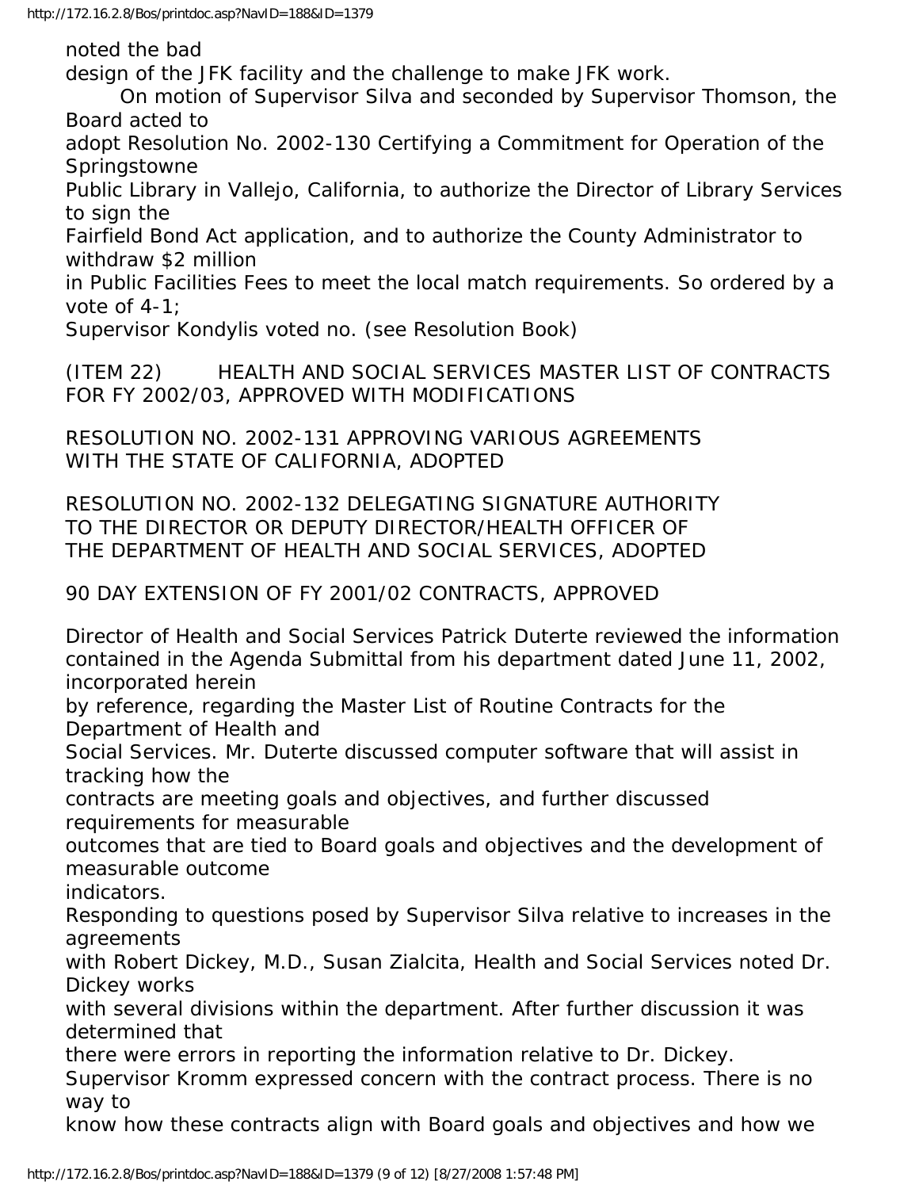noted the bad design of the JFK facility and the challenge to make JFK work.

On motion of Supervisor Silva and seconded by Supervisor Thomson, the Board acted to adopt Resolution No. 2002-130 Certifying a Commitment for Operation of the Springstowne Public Library in Vallejo, California, to authorize the Director of Library Services to sign the Fairfield Bond Act application, and to authorize the County Administrator to withdraw $2 million in Public Facilities Fees to meet the local match requirements. So ordered by a vote of 4-1; Supervisor Kondylis voted no. (see Resolution Book)

(ITEM 22) HEALTH AND SOCIAL SERVICES MASTER LIST OF CONTRACTS FOR FY 2002/03, APPROVED WITH MODIFICATIONS

RESOLUTION NO. 2002-131 APPROVING VARIOUS AGREEMENTS WITH THE STATE OF CALIFORNIA, ADOPTED

RESOLUTION NO. 2002-132 DELEGATING SIGNATURE AUTHORITY TO THE DIRECTOR OR DEPUTY DIRECTOR/HEALTH OFFICER OF THE DEPARTMENT OF HEALTH AND SOCIAL SERVICES, ADOPTED

90 DAY EXTENSION OF FY 2001/02 CONTRACTS, APPROVED

Director of Health and Social Services Patrick Duterte reviewed the information contained in the Agenda Submittal from his department dated June 11, 2002, incorporated herein by reference, regarding the Master List of Routine Contracts for the Department of Health and Social Services. Mr. Duterte discussed computer software that will assist in tracking how the contracts are meeting goals and objectives, and further discussed requirements for measurable outcomes that are tied to Board goals and objectives and the development of measurable outcome indicators.

Responding to questions posed by Supervisor Silva relative to increases in the agreements with Robert Dickey, M.D., Susan Zialcita, Health and Social Services noted Dr. Dickey works with several divisions within the department. After further discussion it was determined that there were errors in reporting the information relative to Dr. Dickey.

Supervisor Kromm expressed concern with the contract process. There is no way to know how these contracts align with Board goals and objectives and how we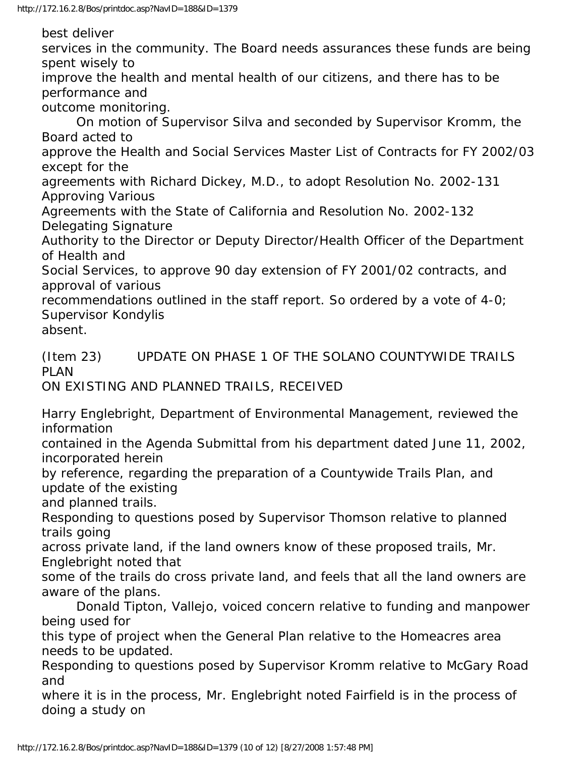best deliver services in the community. The Board needs assurances these funds are being spent wisely to improve the health and mental health of our citizens, and there has to be performance and outcome monitoring.

On motion of Supervisor Silva and seconded by Supervisor Kromm, the Board acted to approve the Health and Social Services Master List of Contracts for FY 2002/03 except for the agreements with Richard Dickey, M.D., to adopt Resolution No. 2002-131 Approving Various Agreements with the State of California and Resolution No. 2002-132 Delegating Signature Authority to the Director or Deputy Director/Health Officer of the Department of Health and Social Services, to approve 90 day extension of FY 2001/02 contracts, and approval of various recommendations outlined in the staff report. So ordered by a vote of 4-0; Supervisor Kondylis absent.

(Item 23) UPDATE ON PHASE 1 OF THE SOLANO COUNTYWIDE TRAILS PLAN ON EXISTING AND PLANNED TRAILS, RECEIVED

Harry Englebright, Department of Environmental Management, reviewed the information contained in the Agenda Submittal from his department dated June 11, 2002, incorporated herein by reference, regarding the preparation of a Countywide Trails Plan, and update of the existing and planned trails.

Responding to questions posed by Supervisor Thomson relative to planned trails going across private land, if the land owners know of these proposed trails, Mr. Englebright noted that some of the trails do cross private land, and feels that all the land owners are aware of the plans.

Donald Tipton, Vallejo, voiced concern relative to funding and manpower being used for this type of project when the General Plan relative to the Homeacres area needs to be updated.

Responding to questions posed by Supervisor Kromm relative to McGary Road and where it is in the process, Mr. Englebright noted Fairfield is in the process of doing a study on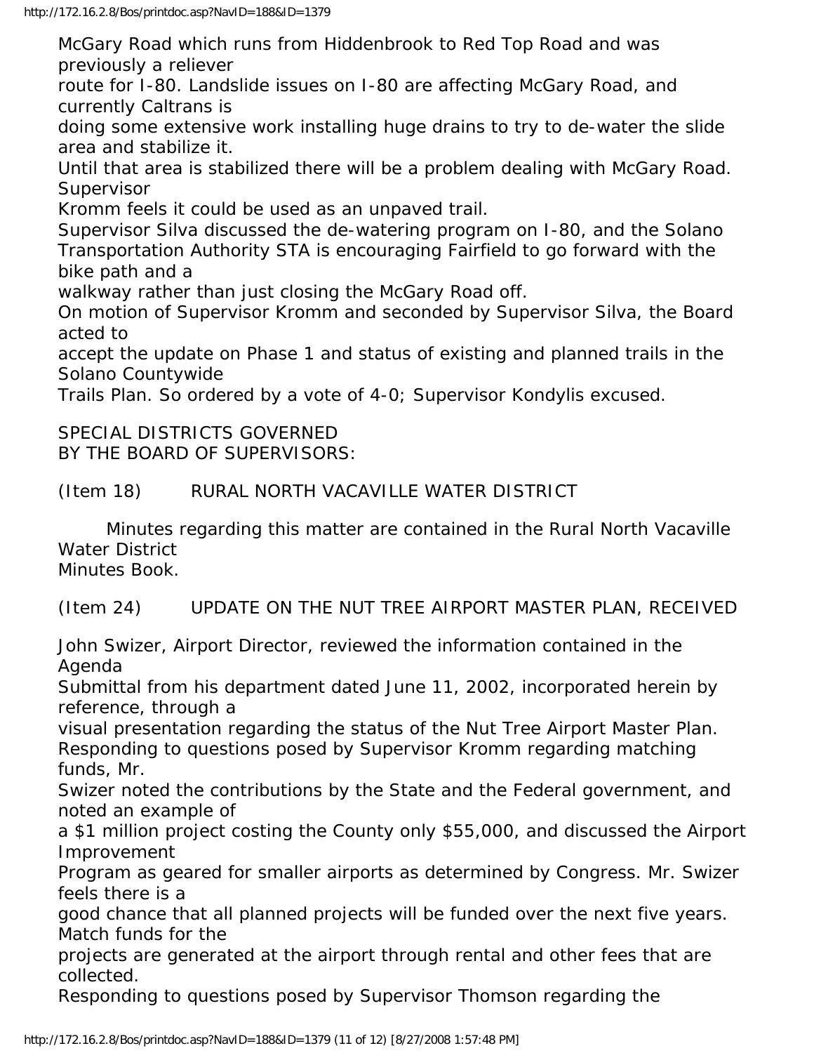McGary Road which runs from Hiddenbrook to Red Top Road and was previously a reliever route for I-80. Landslide issues on I-80 are affecting McGary Road, and currently Caltrans is doing some extensive work installing huge drains to try to de-water the slide area and stabilize it. Until that area is stabilized there will be a problem dealing with McGary Road. Supervisor Kromm feels it could be used as an unpaved trail.

Supervisor Silva discussed the de-watering program on I-80, and the Solano Transportation Authority STA is encouraging Fairfield to go forward with the bike path and a walkway rather than just closing the McGary Road off.

On motion of Supervisor Kromm and seconded by Supervisor Silva, the Board acted to accept the update on Phase 1 and status of existing and planned trails in the Solano Countywide Trails Plan. So ordered by a vote of 4-0; Supervisor Kondylis excused.

SPECIAL DISTRICTS GOVERNED BY THE BOARD OF SUPERVISORS:

(Item 18) RURAL NORTH VACAVILLE WATER DISTRICT

Minutes regarding this matter are contained in the Rural North Vacaville Water District Minutes Book.

(Item 24) UPDATE ON THE NUT TREE AIRPORT MASTER PLAN, RECEIVED

John Swizer, Airport Director, reviewed the information contained in the Agenda Submittal from his department dated June 11, 2002, incorporated herein by reference, through a visual presentation regarding the status of the Nut Tree Airport Master Plan.

Responding to questions posed by Supervisor Kromm regarding matching funds, Mr. Swizer noted the contributions by the State and the Federal government, and noted an example of a $1 million project costing the County only $55,000, and discussed the Airport Improvement Program as geared for smaller airports as determined by Congress. Mr. Swizer feels there is a good chance that all planned projects will be funded over the next five years. Match funds for the projects are generated at the airport through rental and other fees that are collected.

Responding to questions posed by Supervisor Thomson regarding the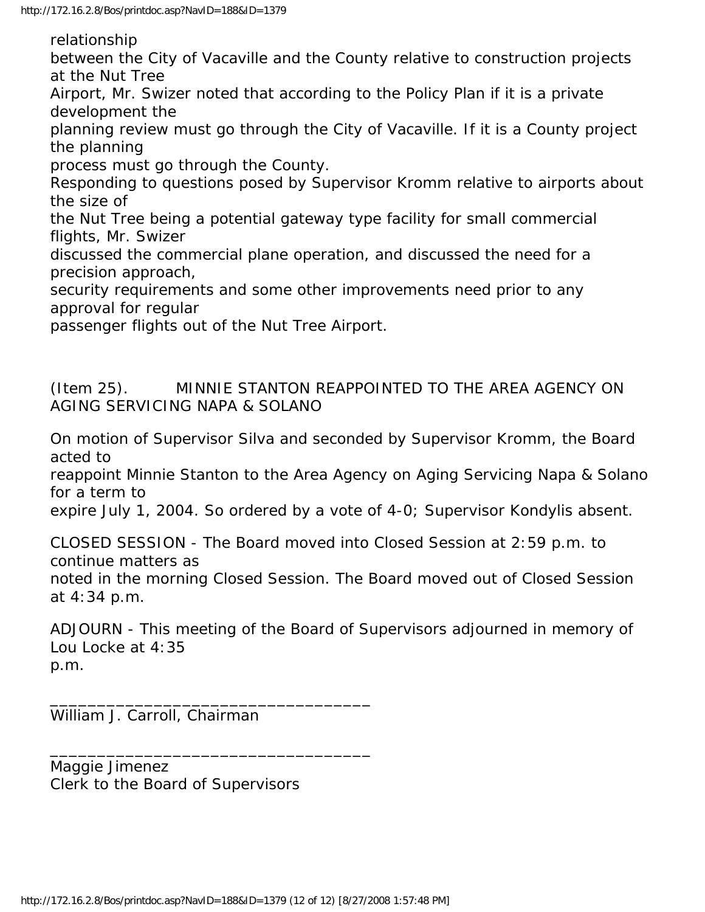relationship between the City of Vacaville and the County relative to construction projects at the Nut Tree Airport, Mr. Swizer noted that according to the Policy Plan if it is a private development the planning review must go through the City of Vacaville. If it is a County project the planning process must go through the County.

Responding to questions posed by Supervisor Kromm relative to airports about the size of the Nut Tree being a potential gateway type facility for small commercial flights, Mr. Swizer discussed the commercial plane operation, and discussed the need for a precision approach, security requirements and some other improvements need prior to any approval for regular passenger flights out of the Nut Tree Airport.

(Item 25). MINNIE STANTON REAPPOINTED TO THE AREA AGENCY ON AGING SERVICING NAPA & SOLANO

On motion of Supervisor Silva and seconded by Supervisor Kromm, the Board acted to reappoint Minnie Stanton to the Area Agency on Aging Servicing Napa & Solano for a term to expire July 1, 2004. So ordered by a vote of 4-0; Supervisor Kondylis absent.

CLOSED SESSION - The Board moved into Closed Session at 2:59 p.m. to continue matters as noted in the morning Closed Session. The Board moved out of Closed Session at 4:34 p.m.

ADJOURN - This meeting of the Board of Supervisors adjourned in memory of Lou Locke at 4:35 p.m.

_________________________________
William J. Carroll, Chairman

_________________________________
Maggie Jimenez
Clerk to the Board of Supervisors